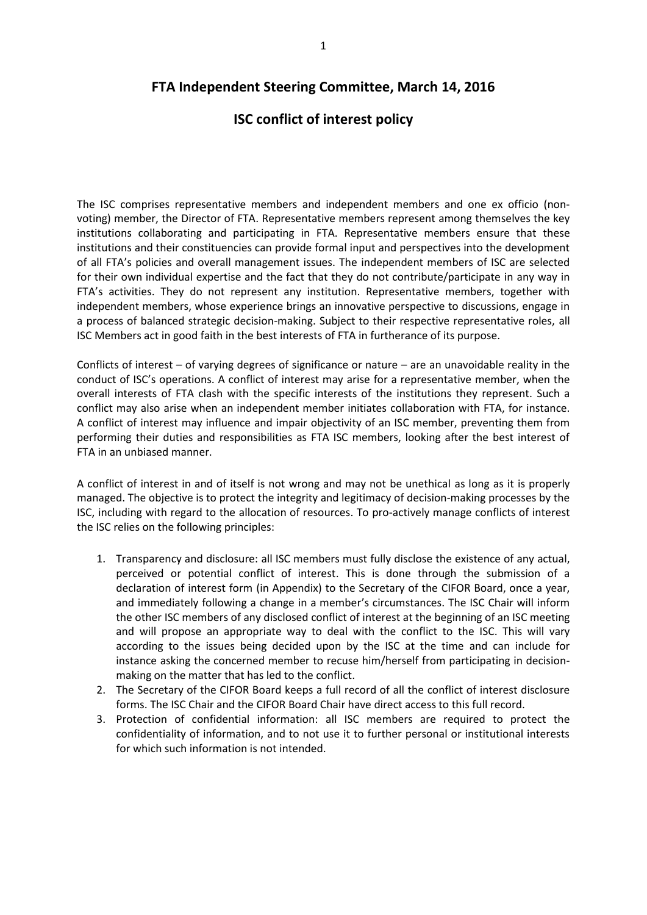# FTA Independent Steering Committee, March 14, 2016

## ISC conflict of interest policy

The ISC comprises representative members and independent members and one ex officio (non-voting) member, the Director of FTA. Representative members represent among themselves the key institutions collaborating and participating in FTA. Representative members ensure that these institutions and their constituencies can provide formal input and perspectives into the development of all FTA's policies and overall management issues. The independent members of ISC are selected for their own individual expertise and the fact that they do not contribute/participate in any way in FTA's activities. They do not represent any institution. Representative members, together with independent members, whose experience brings an innovative perspective to discussions, engage in a process of balanced strategic decision-making. Subject to their respective representative roles, all ISC Members act in good faith in the best interests of FTA in furtherance of its purpose.

Conflicts of interest – of varying degrees of significance or nature – are an unavoidable reality in the conduct of ISC's operations. A conflict of interest may arise for a representative member, when the overall interests of FTA clash with the specific interests of the institutions they represent. Such a conflict may also arise when an independent member initiates collaboration with FTA, for instance. A conflict of interest may influence and impair objectivity of an ISC member, preventing them from performing their duties and responsibilities as FTA ISC members, looking after the best interest of FTA in an unbiased manner.

A conflict of interest in and of itself is not wrong and may not be unethical as long as it is properly managed. The objective is to protect the integrity and legitimacy of decision-making processes by the ISC, including with regard to the allocation of resources. To pro-actively manage conflicts of interest the ISC relies on the following principles:

1. Transparency and disclosure: all ISC members must fully disclose the existence of any actual, perceived or potential conflict of interest. This is done through the submission of a declaration of interest form (in Appendix) to the Secretary of the CIFOR Board, once a year, and immediately following a change in a member's circumstances. The ISC Chair will inform the other ISC members of any disclosed conflict of interest at the beginning of an ISC meeting and will propose an appropriate way to deal with the conflict to the ISC. This will vary according to the issues being decided upon by the ISC at the time and can include for instance asking the concerned member to recuse him/herself from participating in decision-making on the matter that has led to the conflict.
2. The Secretary of the CIFOR Board keeps a full record of all the conflict of interest disclosure forms. The ISC Chair and the CIFOR Board Chair have direct access to this full record.
3. Protection of confidential information: all ISC members are required to protect the confidentiality of information, and to not use it to further personal or institutional interests for which such information is not intended.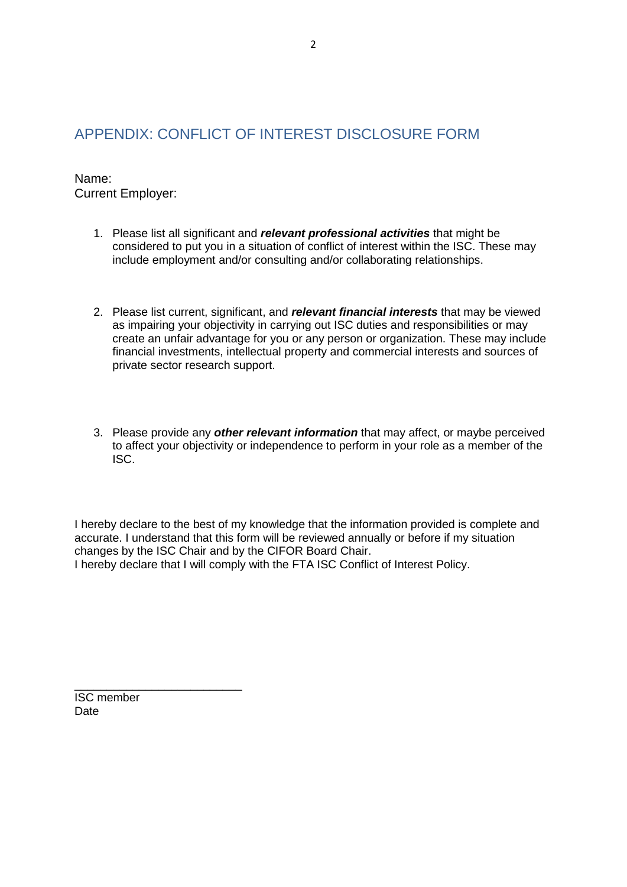## APPENDIX: CONFLICT OF INTEREST DISCLOSURE FORM

Name:
Current Employer:

1. Please list all significant and ***relevant professional activities*** that might be considered to put you in a situation of conflict of interest within the ISC. These may include employment and/or consulting and/or collaborating relationships.

2. Please list current, significant, and ***relevant financial interests*** that may be viewed as impairing your objectivity in carrying out ISC duties and responsibilities or may create an unfair advantage for you or any person or organization. These may include financial investments, intellectual property and commercial interests and sources of private sector research support.

3. Please provide any ***other relevant information*** that may affect, or maybe perceived to affect your objectivity or independence to perform in your role as a member of the ISC.

I hereby declare to the best of my knowledge that the information provided is complete and accurate. I understand that this form will be reviewed annually or before if my situation changes by the ISC Chair and by the CIFOR Board Chair.
I hereby declare that I will comply with the FTA ISC Conflict of Interest Policy.

___________________________
ISC member
Date